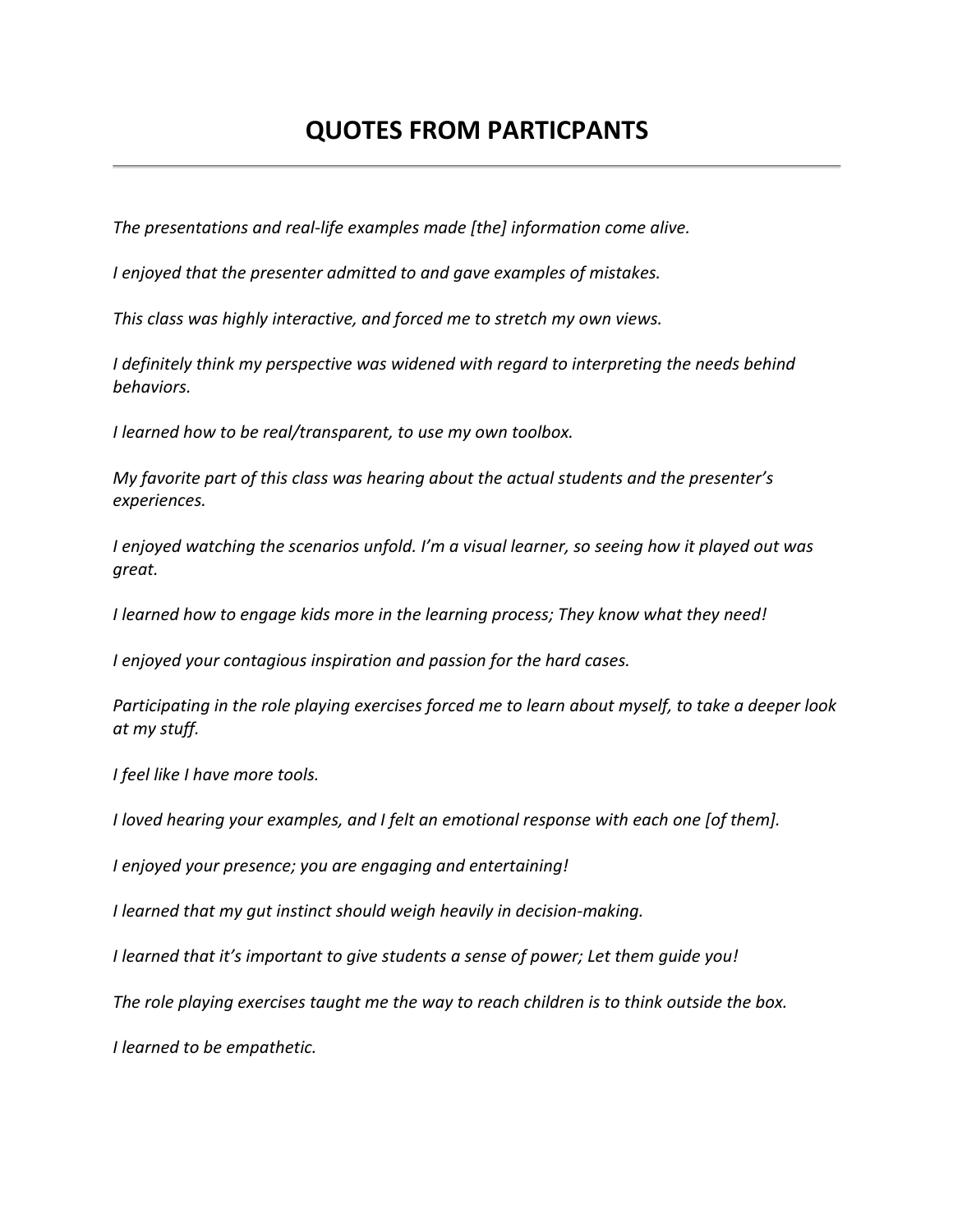# QUOTES FROM PARTICPANTS

---

*The presentations and real-life examples made [the] information come alive.*

*I enjoyed that the presenter admitted to and gave examples of mistakes.*

*This class was highly interactive, and forced me to stretch my own views.*

*I definitely think my perspective was widened with regard to interpreting the needs behind behaviors.*

*I learned how to be real/transparent, to use my own toolbox.*

*My favorite part of this class was hearing about the actual students and the presenter's experiences.*

*I enjoyed watching the scenarios unfold. I'm a visual learner, so seeing how it played out was great.*

*I learned how to engage kids more in the learning process; They know what they need!*

*I enjoyed your contagious inspiration and passion for the hard cases.*

*Participating in the role playing exercises forced me to learn about myself, to take a deeper look at my stuff.*

*I feel like I have more tools.*

*I loved hearing your examples, and I felt an emotional response with each one [of them].*

*I enjoyed your presence; you are engaging and entertaining!*

*I learned that my gut instinct should weigh heavily in decision-making.*

*I learned that it's important to give students a sense of power; Let them guide you!*

*The role playing exercises taught me the way to reach children is to think outside the box.*

*I learned to be empathetic.*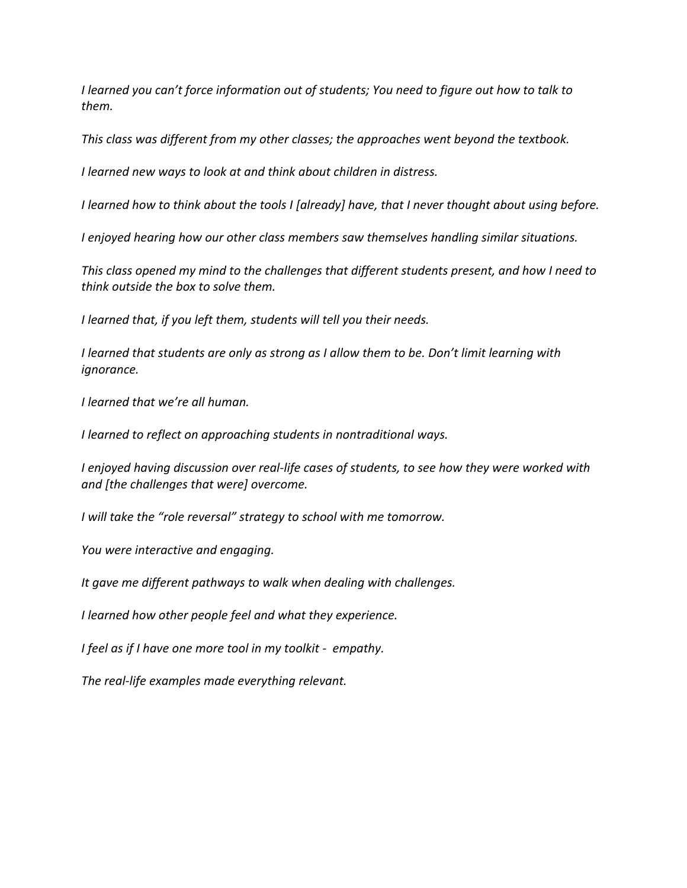*I learned you can't force information out of students; You need to figure out how to talk to them.*

*This class was different from my other classes; the approaches went beyond the textbook.*

*I learned new ways to look at and think about children in distress.*

*I learned how to think about the tools I [already] have, that I never thought about using before.*

*I enjoyed hearing how our other class members saw themselves handling similar situations.*

*This class opened my mind to the challenges that different students present, and how I need to think outside the box to solve them.*

*I learned that, if you left them, students will tell you their needs.*

*I learned that students are only as strong as I allow them to be. Don't limit learning with ignorance.*

*I learned that we're all human.*

*I learned to reflect on approaching students in nontraditional ways.*

*I enjoyed having discussion over real-life cases of students, to see how they were worked with and [the challenges that were] overcome.*

*I will take the "role reversal" strategy to school with me tomorrow.*

*You were interactive and engaging.*

*It gave me different pathways to walk when dealing with challenges.*

*I learned how other people feel and what they experience.*

*I feel as if I have one more tool in my toolkit - empathy.*

*The real-life examples made everything relevant.*